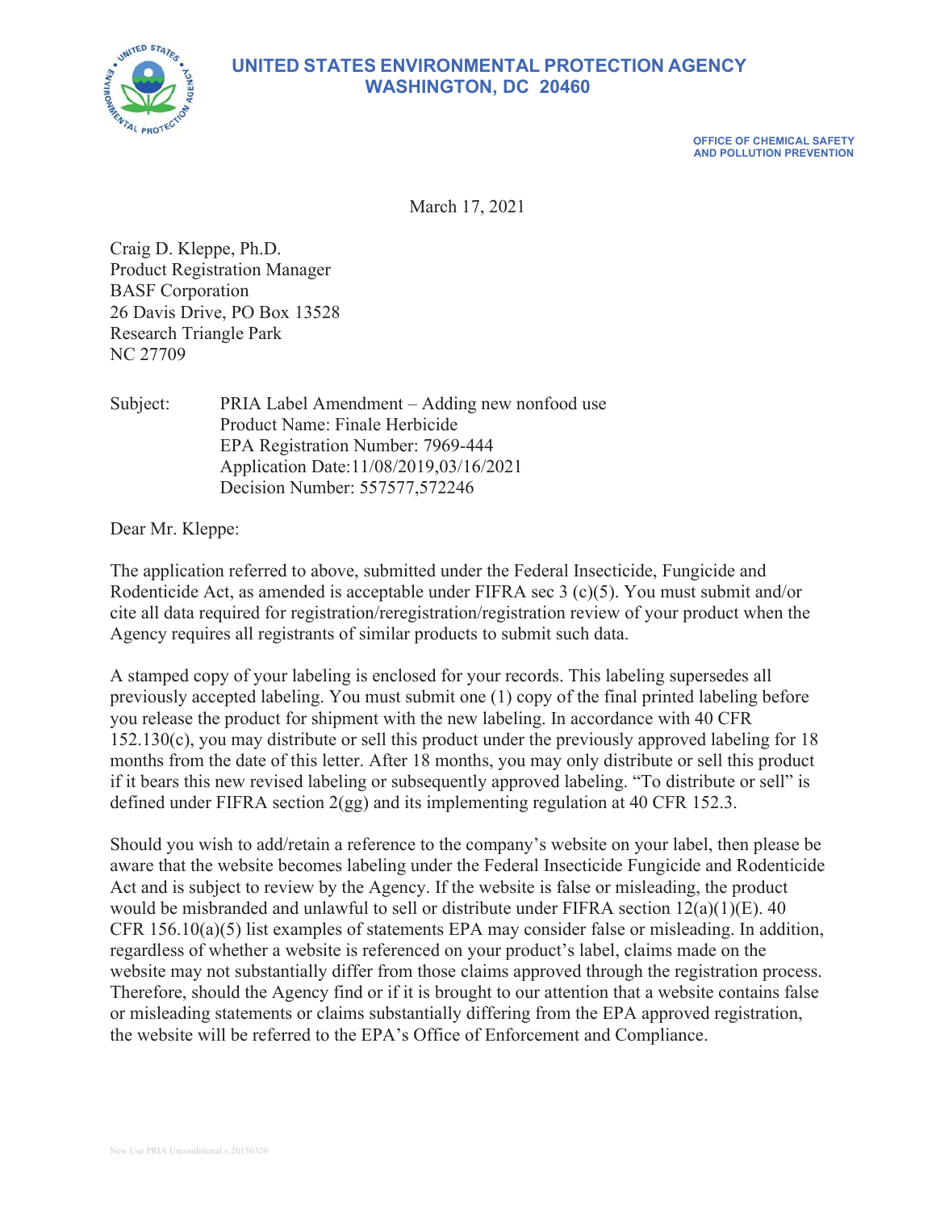# UNITED STATES ENVIRONMENTAL PROTECTION AGENCY
## WASHINGTON, DC 20460

OFFICE OF CHEMICAL SAFETY
AND POLLUTION PREVENTION

March 17, 2021

Craig D. Kleppe, Ph.D.
Product Registration Manager
BASF Corporation
26 Davis Drive, PO Box 13528
Research Triangle Park
NC 27709

Subject: PRIA Label Amendment – Adding new nonfood use
Product Name: Finale Herbicide
EPA Registration Number: 7969-444
Application Date:11/08/2019,03/16/2021
Decision Number: 557577,572246

Dear Mr. Kleppe:

The application referred to above, submitted under the Federal Insecticide, Fungicide and Rodenticide Act, as amended is acceptable under FIFRA sec 3 (c)(5). You must submit and/or cite all data required for registration/reregistration/registration review of your product when the Agency requires all registrants of similar products to submit such data.

A stamped copy of your labeling is enclosed for your records. This labeling supersedes all previously accepted labeling. You must submit one (1) copy of the final printed labeling before you release the product for shipment with the new labeling. In accordance with 40 CFR 152.130(c), you may distribute or sell this product under the previously approved labeling for 18 months from the date of this letter. After 18 months, you may only distribute or sell this product if it bears this new revised labeling or subsequently approved labeling. "To distribute or sell" is defined under FIFRA section 2(gg) and its implementing regulation at 40 CFR 152.3.

Should you wish to add/retain a reference to the company's website on your label, then please be aware that the website becomes labeling under the Federal Insecticide Fungicide and Rodenticide Act and is subject to review by the Agency. If the website is false or misleading, the product would be misbranded and unlawful to sell or distribute under FIFRA section 12(a)(1)(E). 40 CFR 156.10(a)(5) list examples of statements EPA may consider false or misleading. In addition, regardless of whether a website is referenced on your product's label, claims made on the website may not substantially differ from those claims approved through the registration process. Therefore, should the Agency find or if it is brought to our attention that a website contains false or misleading statements or claims substantially differing from the EPA approved registration, the website will be referred to the EPA's Office of Enforcement and Compliance.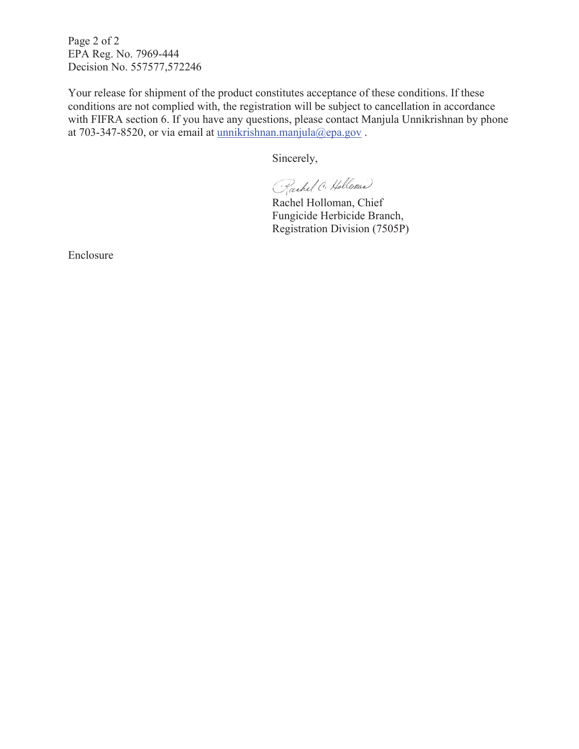EPA Reg. No. 7969-444
Decision No. 557577,572246

Your release for shipment of the product constitutes acceptance of these conditions. If these conditions are not complied with, the registration will be subject to cancellation in accordance with FIFRA section 6. If you have any questions, please contact Manjula Unnikrishnan by phone at 703-347-8520, or via email at unnikrishnan.manjula@epa.gov .

Sincerely,

Rachel Holloman, Chief
Fungicide Herbicide Branch,
Registration Division (7505P)

Enclosure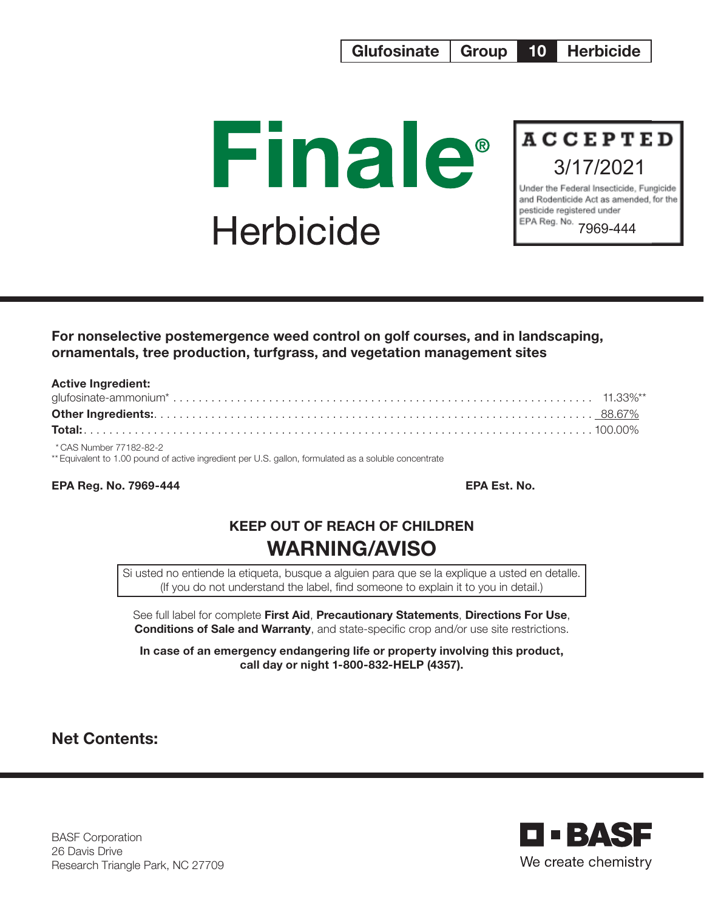| Glufosinate | Group | 10 | Herbicide |
|---|---|---|---|

# Finale®

## Herbicide

**ACCEPTED**
3/17/2021
Under the Federal Insecticide, Fungicide and Rodenticide Act as amended, for the pesticide registered under EPA Reg. No. 7969-444

**For nonselective postemergence weed control on golf courses, and in landscaping, ornamentals, tree production, turfgrass, and vegetation management sites**

**Active Ingredient:**
glufosinate-ammonium* .......... 11.33%**
**Other Ingredients:** .......... 88.67%
**Total:** .......... 100.00%

* CAS Number 77182-82-2
** Equivalent to 1.00 pound of active ingredient per U.S. gallon, formulated as a soluble concentrate

**EPA Reg. No. 7969-444** **EPA Est. No.**

**KEEP OUT OF REACH OF CHILDREN**
## WARNING/AVISO

Si usted no entiende la etiqueta, busque a alguien para que se la explique a usted en detalle.
(If you do not understand the label, find someone to explain it to you in detail.)

See full label for complete **First Aid**, **Precautionary Statements**, **Directions For Use**, **Conditions of Sale and Warranty**, and state-specific crop and/or use site restrictions.

**In case of an emergency endangering life or property involving this product, call day or night 1-800-832-HELP (4357).**

**Net Contents:**

BASF Corporation
26 Davis Drive
Research Triangle Park, NC 27709

BASF
We create chemistry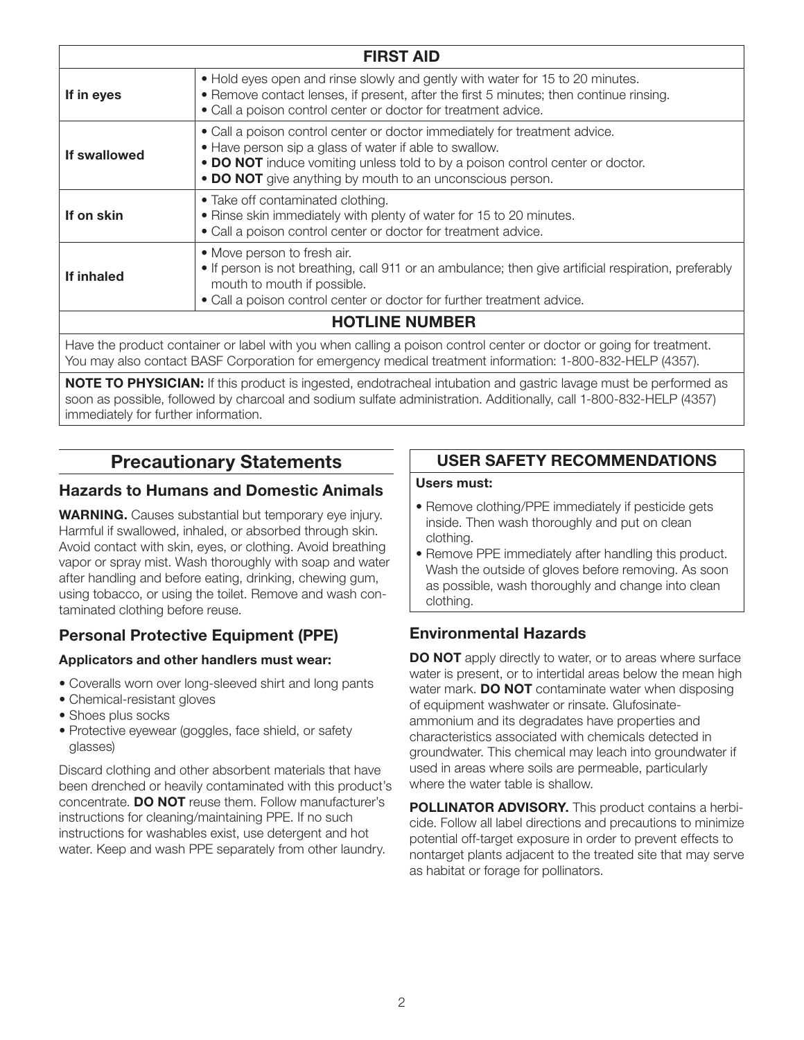| FIRST AID | |
|---|---|
| **If in eyes** | • Hold eyes open and rinse slowly and gently with water for 15 to 20 minutes.<br>• Remove contact lenses, if present, after the first 5 minutes; then continue rinsing.<br>• Call a poison control center or doctor for treatment advice. |
| **If swallowed** | • Call a poison control center or doctor immediately for treatment advice.<br>• Have person sip a glass of water if able to swallow.<br>• **DO NOT** induce vomiting unless told to by a poison control center or doctor.<br>• **DO NOT** give anything by mouth to an unconscious person. |
| **If on skin** | • Take off contaminated clothing.<br>• Rinse skin immediately with plenty of water for 15 to 20 minutes.<br>• Call a poison control center or doctor for treatment advice. |
| **If inhaled** | • Move person to fresh air.<br>• If person is not breathing, call 911 or an ambulance; then give artificial respiration, preferably mouth to mouth if possible.<br>• Call a poison control center or doctor for further treatment advice. |
| **HOTLINE NUMBER** | |
| Have the product container or label with you when calling a poison control center or doctor or going for treatment. You may also contact BASF Corporation for emergency medical treatment information: 1-800-832-HELP (4357). | |
| **NOTE TO PHYSICIAN:** If this product is ingested, endotracheal intubation and gastric lavage must be performed as soon as possible, followed by charcoal and sodium sulfate administration. Additionally, call 1-800-832-HELP (4357) immediately for further information. | |

## Precautionary Statements

### Hazards to Humans and Domestic Animals

**WARNING.** Causes substantial but temporary eye injury. Harmful if swallowed, inhaled, or absorbed through skin. Avoid contact with skin, eyes, or clothing. Avoid breathing vapor or spray mist. Wash thoroughly with soap and water after handling and before eating, drinking, chewing gum, using tobacco, or using the toilet. Remove and wash contaminated clothing before reuse.

### Personal Protective Equipment (PPE)

**Applicators and other handlers must wear:**

- Coveralls worn over long-sleeved shirt and long pants
- Chemical-resistant gloves
- Shoes plus socks
- Protective eyewear (goggles, face shield, or safety glasses)

Discard clothing and other absorbent materials that have been drenched or heavily contaminated with this product's concentrate. **DO NOT** reuse them. Follow manufacturer's instructions for cleaning/maintaining PPE. If no such instructions for washables exist, use detergent and hot water. Keep and wash PPE separately from other laundry.

### USER SAFETY RECOMMENDATIONS

**Users must:**

- Remove clothing/PPE immediately if pesticide gets inside. Then wash thoroughly and put on clean clothing.
- Remove PPE immediately after handling this product. Wash the outside of gloves before removing. As soon as possible, wash thoroughly and change into clean clothing.

### Environmental Hazards

**DO NOT** apply directly to water, or to areas where surface water is present, or to intertidal areas below the mean high water mark. **DO NOT** contaminate water when disposing of equipment washwater or rinsate. Glufosinate-ammonium and its degradates have properties and characteristics associated with chemicals detected in groundwater. This chemical may leach into groundwater if used in areas where soils are permeable, particularly where the water table is shallow.

**POLLINATOR ADVISORY.** This product contains a herbicide. Follow all label directions and precautions to minimize potential off-target exposure in order to prevent effects to nontarget plants adjacent to the treated site that may serve as habitat or forage for pollinators.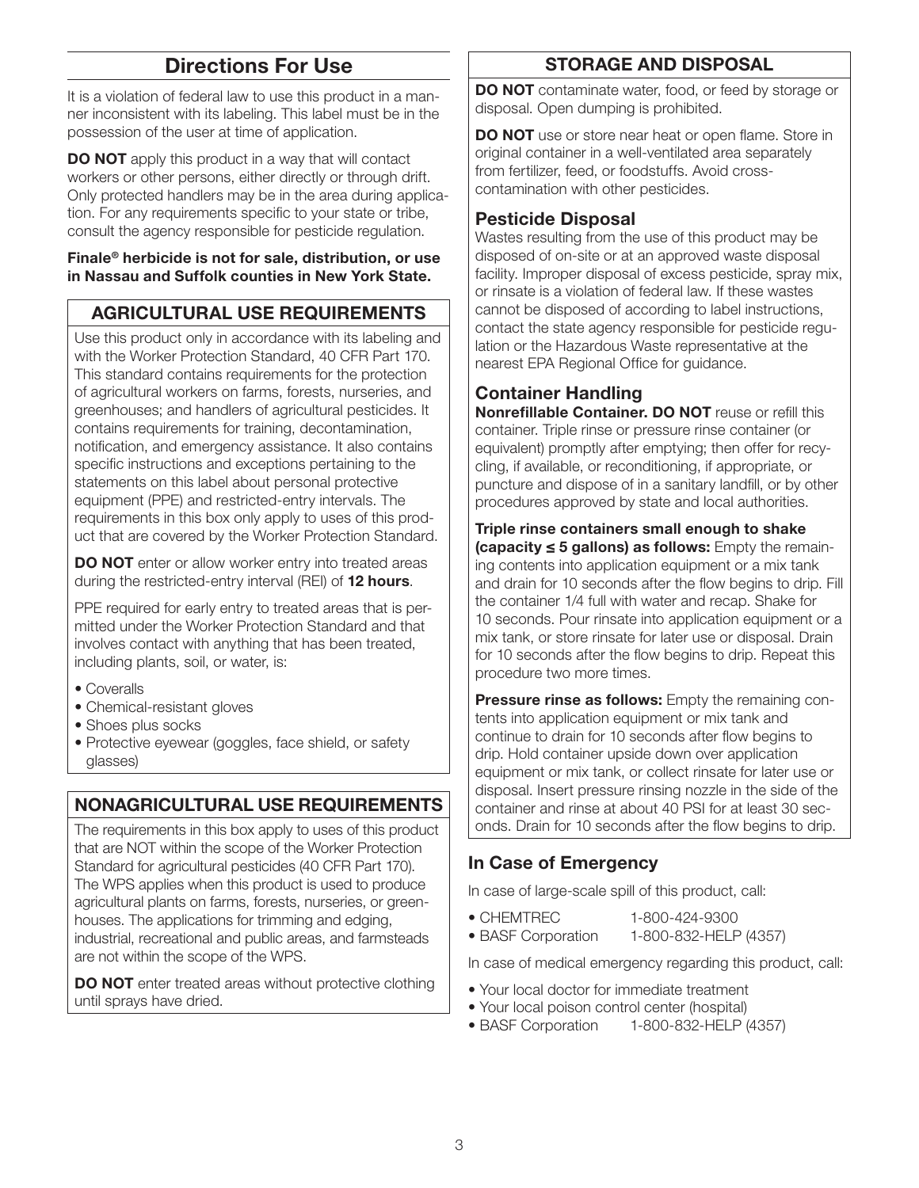## Directions For Use

It is a violation of federal law to use this product in a manner inconsistent with its labeling. This label must be in the possession of the user at time of application.

**DO NOT** apply this product in a way that will contact workers or other persons, either directly or through drift. Only protected handlers may be in the area during application. For any requirements specific to your state or tribe, consult the agency responsible for pesticide regulation.

**Finale® herbicide is not for sale, distribution, or use in Nassau and Suffolk counties in New York State.**

### AGRICULTURAL USE REQUIREMENTS

Use this product only in accordance with its labeling and with the Worker Protection Standard, 40 CFR Part 170. This standard contains requirements for the protection of agricultural workers on farms, forests, nurseries, and greenhouses; and handlers of agricultural pesticides. It contains requirements for training, decontamination, notification, and emergency assistance. It also contains specific instructions and exceptions pertaining to the statements on this label about personal protective equipment (PPE) and restricted-entry intervals. The requirements in this box only apply to uses of this product that are covered by the Worker Protection Standard.

**DO NOT** enter or allow worker entry into treated areas during the restricted-entry interval (REI) of **12 hours**.

PPE required for early entry to treated areas that is permitted under the Worker Protection Standard and that involves contact with anything that has been treated, including plants, soil, or water, is:

- Coveralls
- Chemical-resistant gloves
- Shoes plus socks
- Protective eyewear (goggles, face shield, or safety glasses)

### NONAGRICULTURAL USE REQUIREMENTS

The requirements in this box apply to uses of this product that are NOT within the scope of the Worker Protection Standard for agricultural pesticides (40 CFR Part 170). The WPS applies when this product is used to produce agricultural plants on farms, forests, nurseries, or greenhouses. The applications for trimming and edging, industrial, recreational and public areas, and farmsteads are not within the scope of the WPS.

**DO NOT** enter treated areas without protective clothing until sprays have dried.

### STORAGE AND DISPOSAL

**DO NOT** contaminate water, food, or feed by storage or disposal. Open dumping is prohibited.

**DO NOT** use or store near heat or open flame. Store in original container in a well-ventilated area separately from fertilizer, feed, or foodstuffs. Avoid cross-contamination with other pesticides.

#### Pesticide Disposal

Wastes resulting from the use of this product may be disposed of on-site or at an approved waste disposal facility. Improper disposal of excess pesticide, spray mix, or rinsate is a violation of federal law. If these wastes cannot be disposed of according to label instructions, contact the state agency responsible for pesticide regulation or the Hazardous Waste representative at the nearest EPA Regional Office for guidance.

#### Container Handling

**Nonrefillable Container. DO NOT** reuse or refill this container. Triple rinse or pressure rinse container (or equivalent) promptly after emptying; then offer for recycling, if available, or reconditioning, if appropriate, or puncture and dispose of in a sanitary landfill, or by other procedures approved by state and local authorities.

**Triple rinse containers small enough to shake (capacity ≤ 5 gallons) as follows:** Empty the remaining contents into application equipment or a mix tank and drain for 10 seconds after the flow begins to drip. Fill the container 1/4 full with water and recap. Shake for 10 seconds. Pour rinsate into application equipment or a mix tank, or store rinsate for later use or disposal. Drain for 10 seconds after the flow begins to drip. Repeat this procedure two more times.

**Pressure rinse as follows:** Empty the remaining contents into application equipment or mix tank and continue to drain for 10 seconds after flow begins to drip. Hold container upside down over application equipment or mix tank, or collect rinsate for later use or disposal. Insert pressure rinsing nozzle in the side of the container and rinse at about 40 PSI for at least 30 seconds. Drain for 10 seconds after the flow begins to drip.

### In Case of Emergency

In case of large-scale spill of this product, call:

- CHEMTREC 1-800-424-9300
- BASF Corporation 1-800-832-HELP (4357)

In case of medical emergency regarding this product, call:

- Your local doctor for immediate treatment
- Your local poison control center (hospital)
- BASF Corporation 1-800-832-HELP (4357)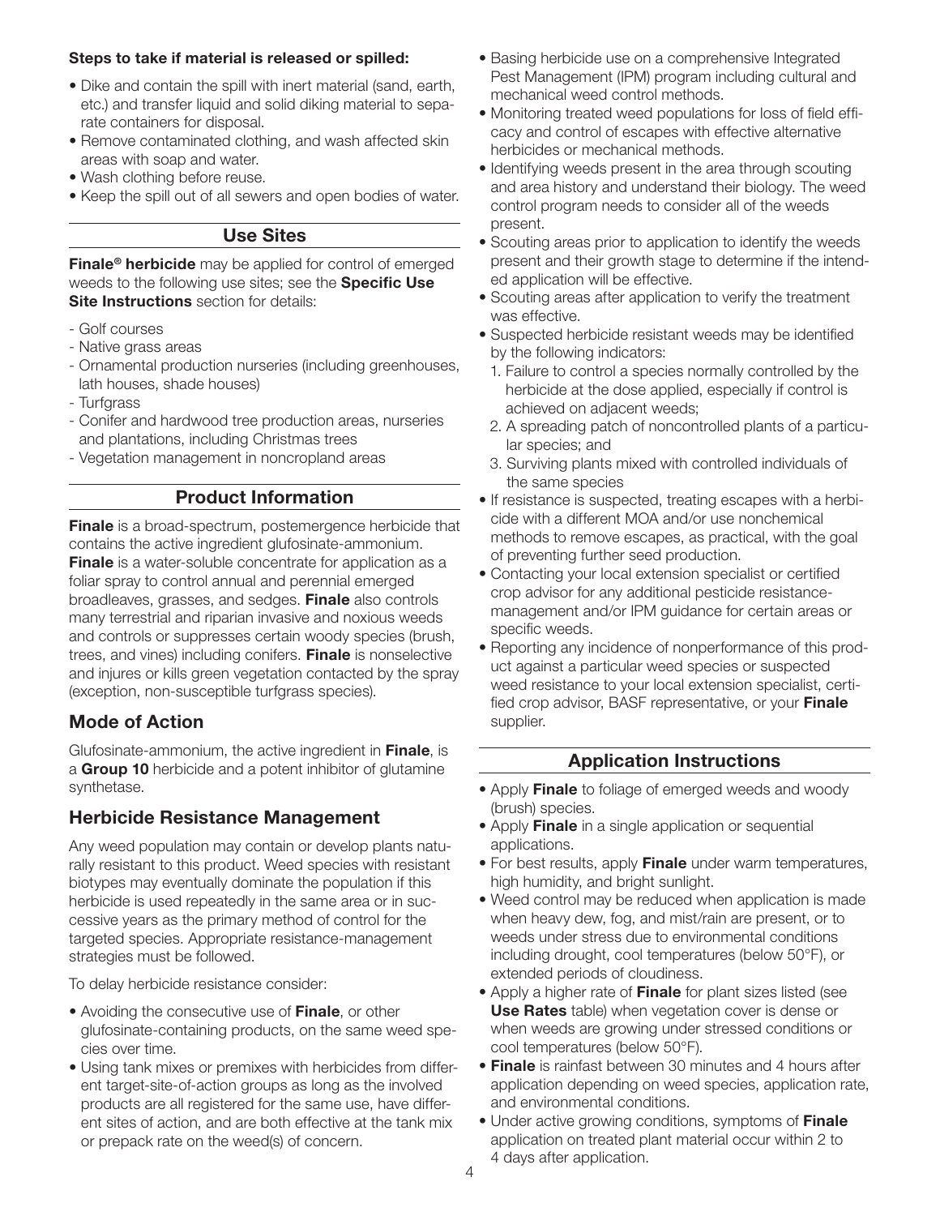**Steps to take if material is released or spilled:**

- Dike and contain the spill with inert material (sand, earth, etc.) and transfer liquid and solid diking material to separate containers for disposal.
- Remove contaminated clothing, and wash affected skin areas with soap and water.
- Wash clothing before reuse.
- Keep the spill out of all sewers and open bodies of water.

## Use Sites

**Finale® herbicide** may be applied for control of emerged weeds to the following use sites; see the **Specific Use Site Instructions** section for details:

- Golf courses
- Native grass areas
- Ornamental production nurseries (including greenhouses, lath houses, shade houses)
- Turfgrass
- Conifer and hardwood tree production areas, nurseries and plantations, including Christmas trees
- Vegetation management in noncropland areas

## Product Information

**Finale** is a broad-spectrum, postemergence herbicide that contains the active ingredient glufosinate-ammonium. **Finale** is a water-soluble concentrate for application as a foliar spray to control annual and perennial emerged broadleaves, grasses, and sedges. **Finale** also controls many terrestrial and riparian invasive and noxious weeds and controls or suppresses certain woody species (brush, trees, and vines) including conifers. **Finale** is nonselective and injures or kills green vegetation contacted by the spray (exception, non-susceptible turfgrass species).

### Mode of Action

Glufosinate-ammonium, the active ingredient in **Finale**, is a **Group 10** herbicide and a potent inhibitor of glutamine synthetase.

### Herbicide Resistance Management

Any weed population may contain or develop plants naturally resistant to this product. Weed species with resistant biotypes may eventually dominate the population if this herbicide is used repeatedly in the same area or in successive years as the primary method of control for the targeted species. Appropriate resistance-management strategies must be followed.

To delay herbicide resistance consider:

- Avoiding the consecutive use of **Finale**, or other glufosinate-containing products, on the same weed species over time.
- Using tank mixes or premixes with herbicides from different target-site-of-action groups as long as the involved products are all registered for the same use, have different sites of action, and are both effective at the tank mix or prepack rate on the weed(s) of concern.
- Basing herbicide use on a comprehensive Integrated Pest Management (IPM) program including cultural and mechanical weed control methods.
- Monitoring treated weed populations for loss of field efficacy and control of escapes with effective alternative herbicides or mechanical methods.
- Identifying weeds present in the area through scouting and area history and understand their biology. The weed control program needs to consider all of the weeds present.
- Scouting areas prior to application to identify the weeds present and their growth stage to determine if the intended application will be effective.
- Scouting areas after application to verify the treatment was effective.
- Suspected herbicide resistant weeds may be identified by the following indicators:
  1. Failure to control a species normally controlled by the herbicide at the dose applied, especially if control is achieved on adjacent weeds;
  2. A spreading patch of noncontrolled plants of a particular species; and
  3. Surviving plants mixed with controlled individuals of the same species
- If resistance is suspected, treating escapes with a herbicide with a different MOA and/or use nonchemical methods to remove escapes, as practical, with the goal of preventing further seed production.
- Contacting your local extension specialist or certified crop advisor for any additional pesticide resistance-management and/or IPM guidance for certain areas or specific weeds.
- Reporting any incidence of nonperformance of this product against a particular weed species or suspected weed resistance to your local extension specialist, certified crop advisor, BASF representative, or your **Finale** supplier.

## Application Instructions

- Apply **Finale** to foliage of emerged weeds and woody (brush) species.
- Apply **Finale** in a single application or sequential applications.
- For best results, apply **Finale** under warm temperatures, high humidity, and bright sunlight.
- Weed control may be reduced when application is made when heavy dew, fog, and mist/rain are present, or to weeds under stress due to environmental conditions including drought, cool temperatures (below 50°F), or extended periods of cloudiness.
- Apply a higher rate of **Finale** for plant sizes listed (see **Use Rates** table) when vegetation cover is dense or when weeds are growing under stressed conditions or cool temperatures (below 50°F).
- **Finale** is rainfast between 30 minutes and 4 hours after application depending on weed species, application rate, and environmental conditions.
- Under active growing conditions, symptoms of **Finale** application on treated plant material occur within 2 to 4 days after application.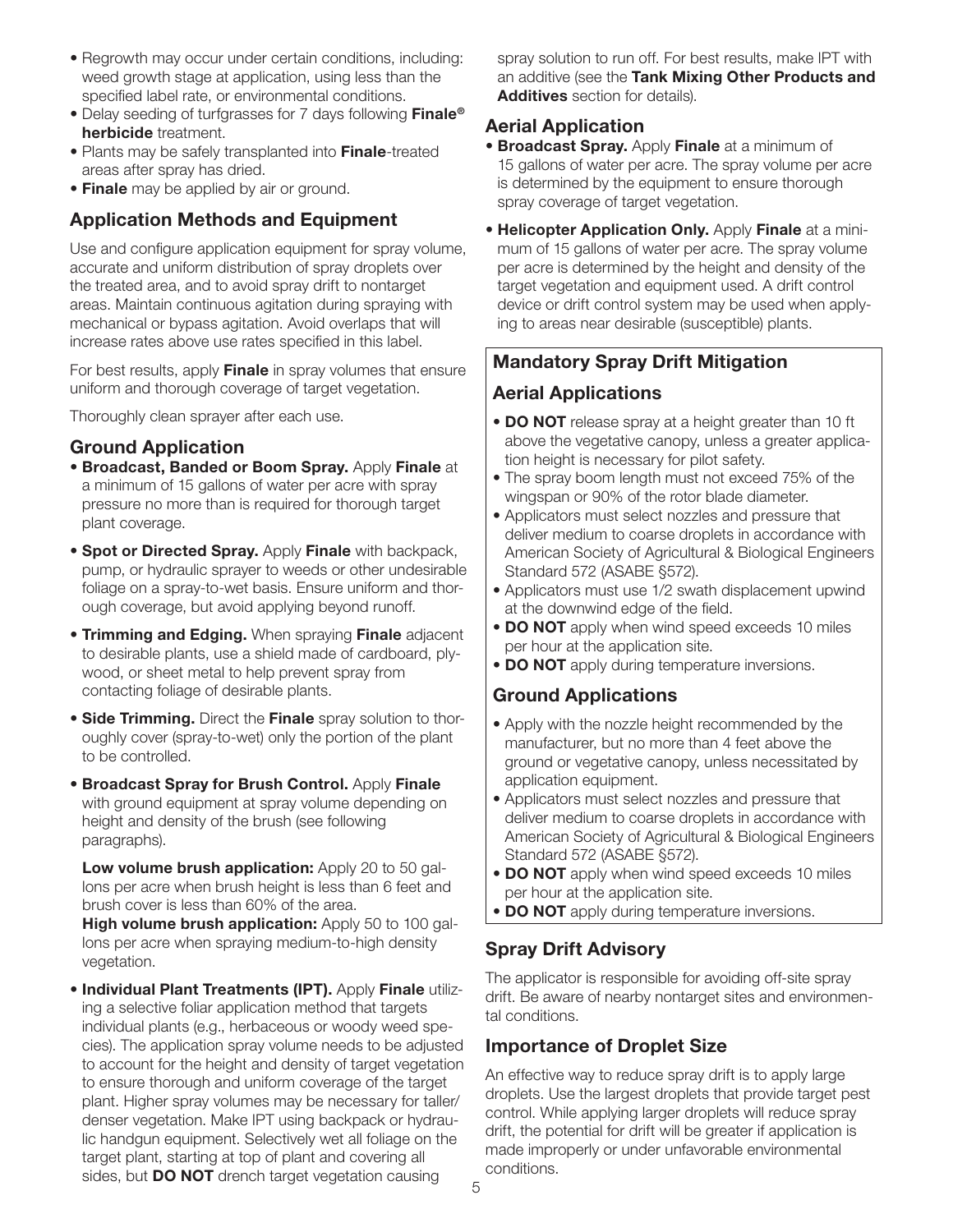- Regrowth may occur under certain conditions, including: weed growth stage at application, using less than the specified label rate, or environmental conditions.
- Delay seeding of turfgrasses for 7 days following **Finale® herbicide** treatment.
- Plants may be safely transplanted into **Finale**-treated areas after spray has dried.
- **Finale** may be applied by air or ground.

## Application Methods and Equipment

Use and configure application equipment for spray volume, accurate and uniform distribution of spray droplets over the treated area, and to avoid spray drift to nontarget areas. Maintain continuous agitation during spraying with mechanical or bypass agitation. Avoid overlaps that will increase rates above use rates specified in this label.

For best results, apply **Finale** in spray volumes that ensure uniform and thorough coverage of target vegetation.

Thoroughly clean sprayer after each use.

### Ground Application

- **Broadcast, Banded or Boom Spray.** Apply **Finale** at a minimum of 15 gallons of water per acre with spray pressure no more than is required for thorough target plant coverage.
- **Spot or Directed Spray.** Apply **Finale** with backpack, pump, or hydraulic sprayer to weeds or other undesirable foliage on a spray-to-wet basis. Ensure uniform and thorough coverage, but avoid applying beyond runoff.
- **Trimming and Edging.** When spraying **Finale** adjacent to desirable plants, use a shield made of cardboard, plywood, or sheet metal to help prevent spray from contacting foliage of desirable plants.
- **Side Trimming.** Direct the **Finale** spray solution to thoroughly cover (spray-to-wet) only the portion of the plant to be controlled.
- **Broadcast Spray for Brush Control.** Apply **Finale** with ground equipment at spray volume depending on height and density of the brush (see following paragraphs).

  **Low volume brush application:** Apply 20 to 50 gallons per acre when brush height is less than 6 feet and brush cover is less than 60% of the area.
  **High volume brush application:** Apply 50 to 100 gallons per acre when spraying medium-to-high density vegetation.
- **Individual Plant Treatments (IPT).** Apply **Finale** utilizing a selective foliar application method that targets individual plants (e.g., herbaceous or woody weed species). The application spray volume needs to be adjusted to account for the height and density of target vegetation to ensure thorough and uniform coverage of the target plant. Higher spray volumes may be necessary for taller/denser vegetation. Make IPT using backpack or hydraulic handgun equipment. Selectively wet all foliage on the target plant, starting at top of plant and covering all sides, but **DO NOT** drench target vegetation causing spray solution to run off. For best results, make IPT with an additive (see the **Tank Mixing Other Products and Additives** section for details).

### Aerial Application

- **Broadcast Spray.** Apply **Finale** at a minimum of 15 gallons of water per acre. The spray volume per acre is determined by the equipment to ensure thorough spray coverage of target vegetation.
- **Helicopter Application Only.** Apply **Finale** at a minimum of 15 gallons of water per acre. The spray volume per acre is determined by the height and density of the target vegetation and equipment used. A drift control device or drift control system may be used when applying to areas near desirable (susceptible) plants.

### Mandatory Spray Drift Mitigation

#### Aerial Applications

- **DO NOT** release spray at a height greater than 10 ft above the vegetative canopy, unless a greater application height is necessary for pilot safety.
- The spray boom length must not exceed 75% of the wingspan or 90% of the rotor blade diameter.
- Applicators must select nozzles and pressure that deliver medium to coarse droplets in accordance with American Society of Agricultural & Biological Engineers Standard 572 (ASABE §572).
- Applicators must use 1/2 swath displacement upwind at the downwind edge of the field.
- **DO NOT** apply when wind speed exceeds 10 miles per hour at the application site.
- **DO NOT** apply during temperature inversions.

#### Ground Applications

- Apply with the nozzle height recommended by the manufacturer, but no more than 4 feet above the ground or vegetative canopy, unless necessitated by application equipment.
- Applicators must select nozzles and pressure that deliver medium to coarse droplets in accordance with American Society of Agricultural & Biological Engineers Standard 572 (ASABE §572).
- **DO NOT** apply when wind speed exceeds 10 miles per hour at the application site.
- **DO NOT** apply during temperature inversions.

### Spray Drift Advisory

The applicator is responsible for avoiding off-site spray drift. Be aware of nearby nontarget sites and environmental conditions.

### Importance of Droplet Size

An effective way to reduce spray drift is to apply large droplets. Use the largest droplets that provide target pest control. While applying larger droplets will reduce spray drift, the potential for drift will be greater if application is made improperly or under unfavorable environmental conditions.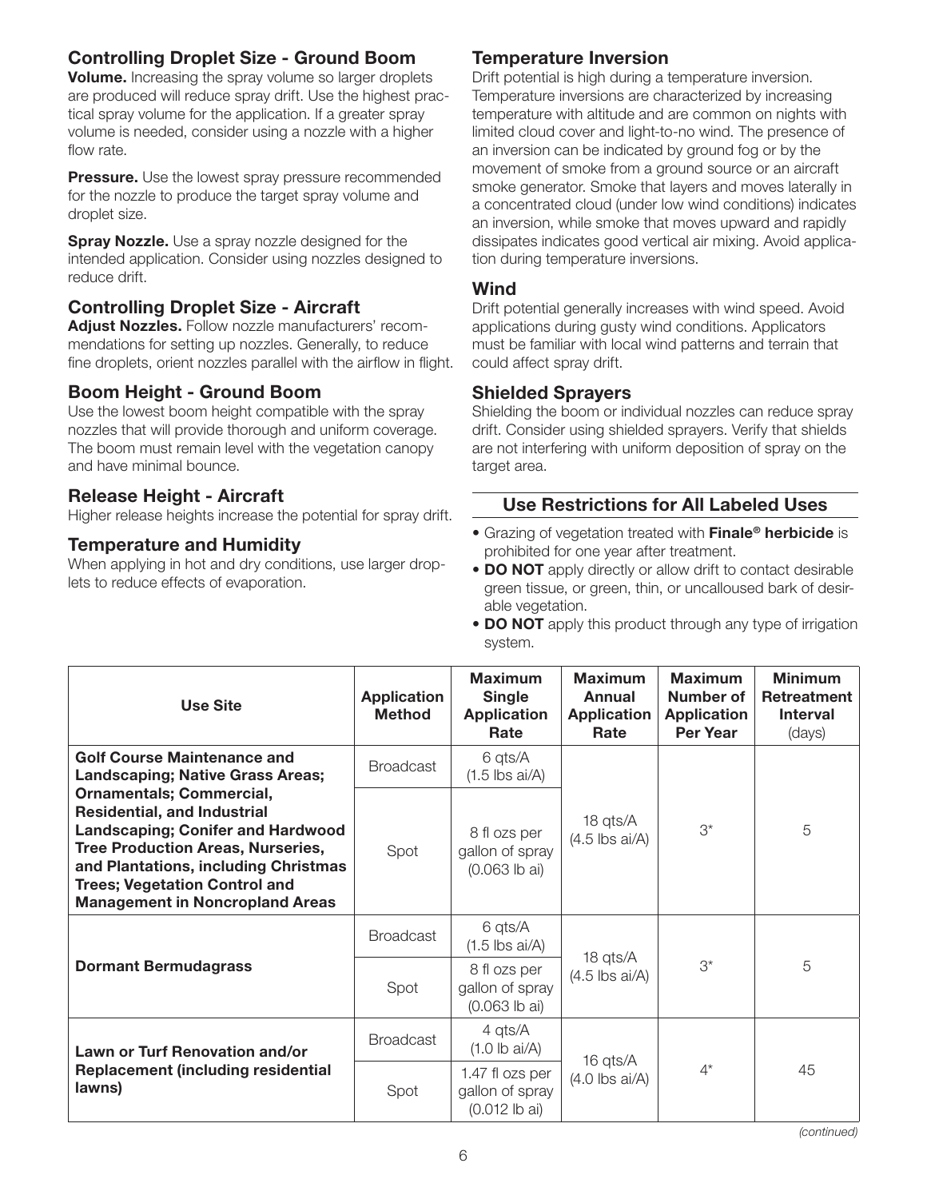### Controlling Droplet Size - Ground Boom

**Volume.** Increasing the spray volume so larger droplets are produced will reduce spray drift. Use the highest practical spray volume for the application. If a greater spray volume is needed, consider using a nozzle with a higher flow rate.

**Pressure.** Use the lowest spray pressure recommended for the nozzle to produce the target spray volume and droplet size.

**Spray Nozzle.** Use a spray nozzle designed for the intended application. Consider using nozzles designed to reduce drift.

### Controlling Droplet Size - Aircraft

**Adjust Nozzles.** Follow nozzle manufacturers' recommendations for setting up nozzles. Generally, to reduce fine droplets, orient nozzles parallel with the airflow in flight.

### Boom Height - Ground Boom

Use the lowest boom height compatible with the spray nozzles that will provide thorough and uniform coverage. The boom must remain level with the vegetation canopy and have minimal bounce.

### Release Height - Aircraft

Higher release heights increase the potential for spray drift.

### Temperature and Humidity

When applying in hot and dry conditions, use larger droplets to reduce effects of evaporation.

### Temperature Inversion

Drift potential is high during a temperature inversion. Temperature inversions are characterized by increasing temperature with altitude and are common on nights with limited cloud cover and light-to-no wind. The presence of an inversion can be indicated by ground fog or by the movement of smoke from a ground source or an aircraft smoke generator. Smoke that layers and moves laterally in a concentrated cloud (under low wind conditions) indicates an inversion, while smoke that moves upward and rapidly dissipates indicates good vertical air mixing. Avoid application during temperature inversions.

### Wind

Drift potential generally increases with wind speed. Avoid applications during gusty wind conditions. Applicators must be familiar with local wind patterns and terrain that could affect spray drift.

### Shielded Sprayers

Shielding the boom or individual nozzles can reduce spray drift. Consider using shielded sprayers. Verify that shields are not interfering with uniform deposition of spray on the target area.

## Use Restrictions for All Labeled Uses

- Grazing of vegetation treated with **Finale® herbicide** is prohibited for one year after treatment.
- **DO NOT** apply directly or allow drift to contact desirable green tissue, or green, thin, or uncalloused bark of desirable vegetation.
- **DO NOT** apply this product through any type of irrigation system.

| Use Site | Application Method | Maximum Single Application Rate | Maximum Annual Application Rate | Maximum Number of Application Per Year | Minimum Retreatment Interval (days) |
|---|---|---|---|---|---|
| **Golf Course Maintenance and Landscaping; Native Grass Areas; Ornamentals; Commercial, Residential, and Industrial Landscaping; Conifer and Hardwood Tree Production Areas, Nurseries, and Plantations, including Christmas Trees; Vegetation Control and Management in Noncropland Areas** | Broadcast | 6 qts/A (1.5 lbs ai/A) | 18 qts/A (4.5 lbs ai/A) | 3* | 5 |
| | Spot | 8 fl ozs per gallon of spray (0.063 lb ai) | | | |
| **Dormant Bermudagrass** | Broadcast | 6 qts/A (1.5 lbs ai/A) | 18 qts/A (4.5 lbs ai/A) | 3* | 5 |
| | Spot | 8 fl ozs per gallon of spray (0.063 lb ai) | | | |
| **Lawn or Turf Renovation and/or Replacement (including residential lawns)** | Broadcast | 4 qts/A (1.0 lb ai/A) | 16 qts/A (4.0 lbs ai/A) | 4* | 45 |
| | Spot | 1.47 fl ozs per gallon of spray (0.012 lb ai) | | | |

*(continued)*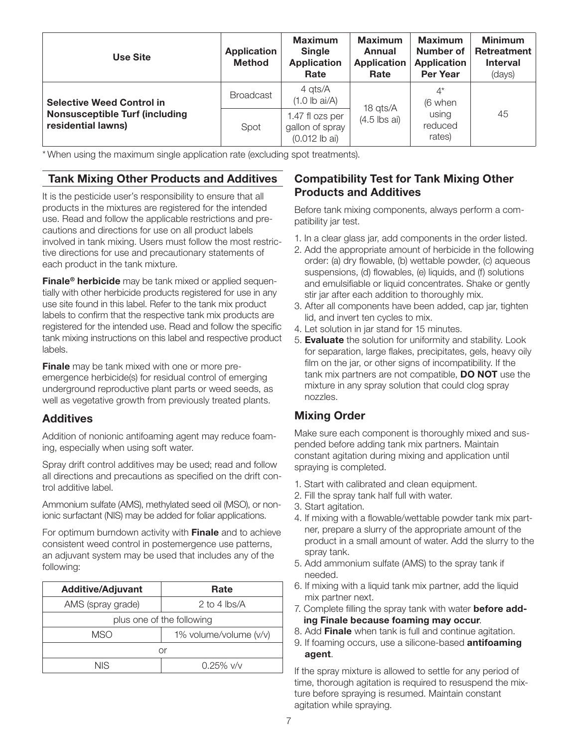| Use Site | Application Method | Maximum Single Application Rate | Maximum Annual Application Rate | Maximum Number of Application Per Year | Minimum Retreatment Interval (days) |
|---|---|---|---|---|---|
| **Selective Weed Control in Nonsusceptible Turf (including residential lawns)** | Broadcast | 4 qts/A (1.0 lb ai/A) | 18 qts/A (4.5 lbs ai) | 4* (6 when using reduced rates) | 45 |
| | Spot | 1.47 fl ozs per gallon of spray (0.012 lb ai) | | | |

* When using the maximum single application rate (excluding spot treatments).

## Tank Mixing Other Products and Additives

It is the pesticide user's responsibility to ensure that all products in the mixtures are registered for the intended use. Read and follow the applicable restrictions and precautions and directions for use on all product labels involved in tank mixing. Users must follow the most restrictive directions for use and precautionary statements of each product in the tank mixture.

**Finale® herbicide** may be tank mixed or applied sequentially with other herbicide products registered for use in any use site found in this label. Refer to the tank mix product labels to confirm that the respective tank mix products are registered for the intended use. Read and follow the specific tank mixing instructions on this label and respective product labels.

**Finale** may be tank mixed with one or more preemergence herbicide(s) for residual control of emerging underground reproductive plant parts or weed seeds, as well as vegetative growth from previously treated plants.

## Additives

Addition of nonionic antifoaming agent may reduce foaming, especially when using soft water.

Spray drift control additives may be used; read and follow all directions and precautions as specified on the drift control additive label.

Ammonium sulfate (AMS), methylated seed oil (MSO), or nonionic surfactant (NIS) may be added for foliar applications.

For optimum burndown activity with **Finale** and to achieve consistent weed control in postemergence use patterns, an adjuvant system may be used that includes any of the following:

| Additive/Adjuvant | Rate |
|---|---|
| AMS (spray grade) | 2 to 4 lbs/A |
| plus one of the following | |
| MSO | 1% volume/volume (v/v) |
| or | |
| NIS | 0.25% v/v |

## Compatibility Test for Tank Mixing Other Products and Additives

Before tank mixing components, always perform a compatibility jar test.

1. In a clear glass jar, add components in the order listed.
2. Add the appropriate amount of herbicide in the following order: (a) dry flowable, (b) wettable powder, (c) aqueous suspensions, (d) flowables, (e) liquids, and (f) solutions and emulsifiable or liquid concentrates. Shake or gently stir jar after each addition to thoroughly mix.
3. After all components have been added, cap jar, tighten lid, and invert ten cycles to mix.
4. Let solution in jar stand for 15 minutes.
5. **Evaluate** the solution for uniformity and stability. Look for separation, large flakes, precipitates, gels, heavy oily film on the jar, or other signs of incompatibility. If the tank mix partners are not compatible, **DO NOT** use the mixture in any spray solution that could clog spray nozzles.

## Mixing Order

Make sure each component is thoroughly mixed and suspended before adding tank mix partners. Maintain constant agitation during mixing and application until spraying is completed.

1. Start with calibrated and clean equipment.
2. Fill the spray tank half full with water.
3. Start agitation.
4. If mixing with a flowable/wettable powder tank mix partner, prepare a slurry of the appropriate amount of the product in a small amount of water. Add the slurry to the spray tank.
5. Add ammonium sulfate (AMS) to the spray tank if needed.
6. If mixing with a liquid tank mix partner, add the liquid mix partner next.
7. Complete filling the spray tank with water **before adding Finale because foaming may occur**.
8. Add **Finale** when tank is full and continue agitation.
9. If foaming occurs, use a silicone-based **antifoaming agent**.

If the spray mixture is allowed to settle for any period of time, thorough agitation is required to resuspend the mixture before spraying is resumed. Maintain constant agitation while spraying.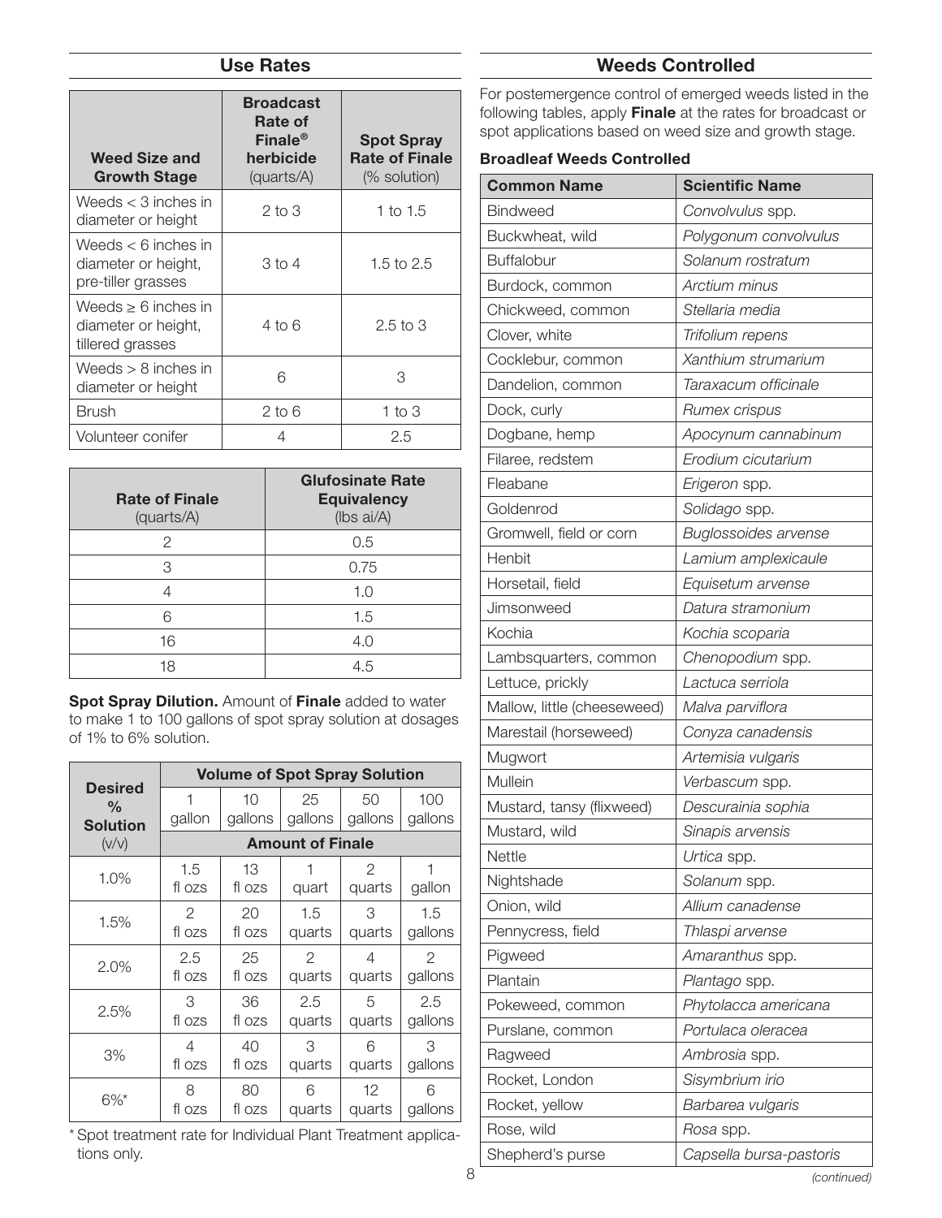## Use Rates

| Weed Size and Growth Stage | Broadcast Rate of Finale® herbicide (quarts/A) | Spot Spray Rate of Finale (% solution) |
|---|---|---|
| Weeds < 3 inches in diameter or height | 2 to 3 | 1 to 1.5 |
| Weeds < 6 inches in diameter or height, pre-tiller grasses | 3 to 4 | 1.5 to 2.5 |
| Weeds ≥ 6 inches in diameter or height, tillered grasses | 4 to 6 | 2.5 to 3 |
| Weeds > 8 inches in diameter or height | 6 | 3 |
| Brush | 2 to 6 | 1 to 3 |
| Volunteer conifer | 4 | 2.5 |

| Rate of Finale (quarts/A) | Glufosinate Rate Equivalency (lbs ai/A) |
|---|---|
| 2 | 0.5 |
| 3 | 0.75 |
| 4 | 1.0 |
| 6 | 1.5 |
| 16 | 4.0 |
| 18 | 4.5 |

**Spot Spray Dilution.** Amount of **Finale** added to water to make 1 to 100 gallons of spot spray solution at dosages of 1% to 6% solution.

| Desired % Solution (v/v) | Volume of Spot Spray Solution | | | | |
|---|---|---|---|---|---|
| | 1 gallon | 10 gallons | 25 gallons | 50 gallons | 100 gallons |
| | Amount of Finale | | | | |
| 1.0% | 1.5 fl ozs | 13 fl ozs | 1 quart | 2 quarts | 1 gallon |
| 1.5% | 2 fl ozs | 20 fl ozs | 1.5 quarts | 3 quarts | 1.5 gallons |
| 2.0% | 2.5 fl ozs | 25 fl ozs | 2 quarts | 4 quarts | 2 gallons |
| 2.5% | 3 fl ozs | 36 fl ozs | 2.5 quarts | 5 quarts | 2.5 gallons |
| 3% | 4 fl ozs | 40 fl ozs | 3 quarts | 6 quarts | 3 gallons |
| 6%* | 8 fl ozs | 80 fl ozs | 6 quarts | 12 quarts | 6 gallons |

\* Spot treatment rate for Individual Plant Treatment applications only.

## Weeds Controlled

For postemergence control of emerged weeds listed in the following tables, apply **Finale** at the rates for broadcast or spot applications based on weed size and growth stage.

**Broadleaf Weeds Controlled**

| Common Name | Scientific Name |
|---|---|
| Bindweed | *Convolvulus* spp. |
| Buckwheat, wild | *Polygonum convolvulus* |
| Buffalobur | *Solanum rostratum* |
| Burdock, common | *Arctium minus* |
| Chickweed, common | *Stellaria media* |
| Clover, white | *Trifolium repens* |
| Cocklebur, common | *Xanthium strumarium* |
| Dandelion, common | *Taraxacum officinale* |
| Dock, curly | *Rumex crispus* |
| Dogbane, hemp | *Apocynum cannabinum* |
| Filaree, redstem | *Erodium cicutarium* |
| Fleabane | *Erigeron* spp. |
| Goldenrod | *Solidago* spp. |
| Gromwell, field or corn | *Buglossoides arvense* |
| Henbit | *Lamium amplexicaule* |
| Horsetail, field | *Equisetum arvense* |
| Jimsonweed | *Datura stramonium* |
| Kochia | *Kochia scoparia* |
| Lambsquarters, common | *Chenopodium* spp. |
| Lettuce, prickly | *Lactuca serriola* |
| Mallow, little (cheeseweed) | *Malva parviflora* |
| Marestail (horseweed) | *Conyza canadensis* |
| Mugwort | *Artemisia vulgaris* |
| Mullein | *Verbascum* spp. |
| Mustard, tansy (flixweed) | *Descurainia sophia* |
| Mustard, wild | *Sinapis arvensis* |
| Nettle | *Urtica* spp. |
| Nightshade | *Solanum* spp. |
| Onion, wild | *Allium canadense* |
| Pennycress, field | *Thlaspi arvense* |
| Pigweed | *Amaranthus* spp. |
| Plantain | *Plantago* spp. |
| Pokeweed, common | *Phytolacca americana* |
| Purslane, common | *Portulaca oleracea* |
| Ragweed | *Ambrosia* spp. |
| Rocket, London | *Sisymbrium irio* |
| Rocket, yellow | *Barbarea vulgaris* |
| Rose, wild | *Rosa* spp. |
| Shepherd's purse | *Capsella bursa-pastoris* |

*(continued)*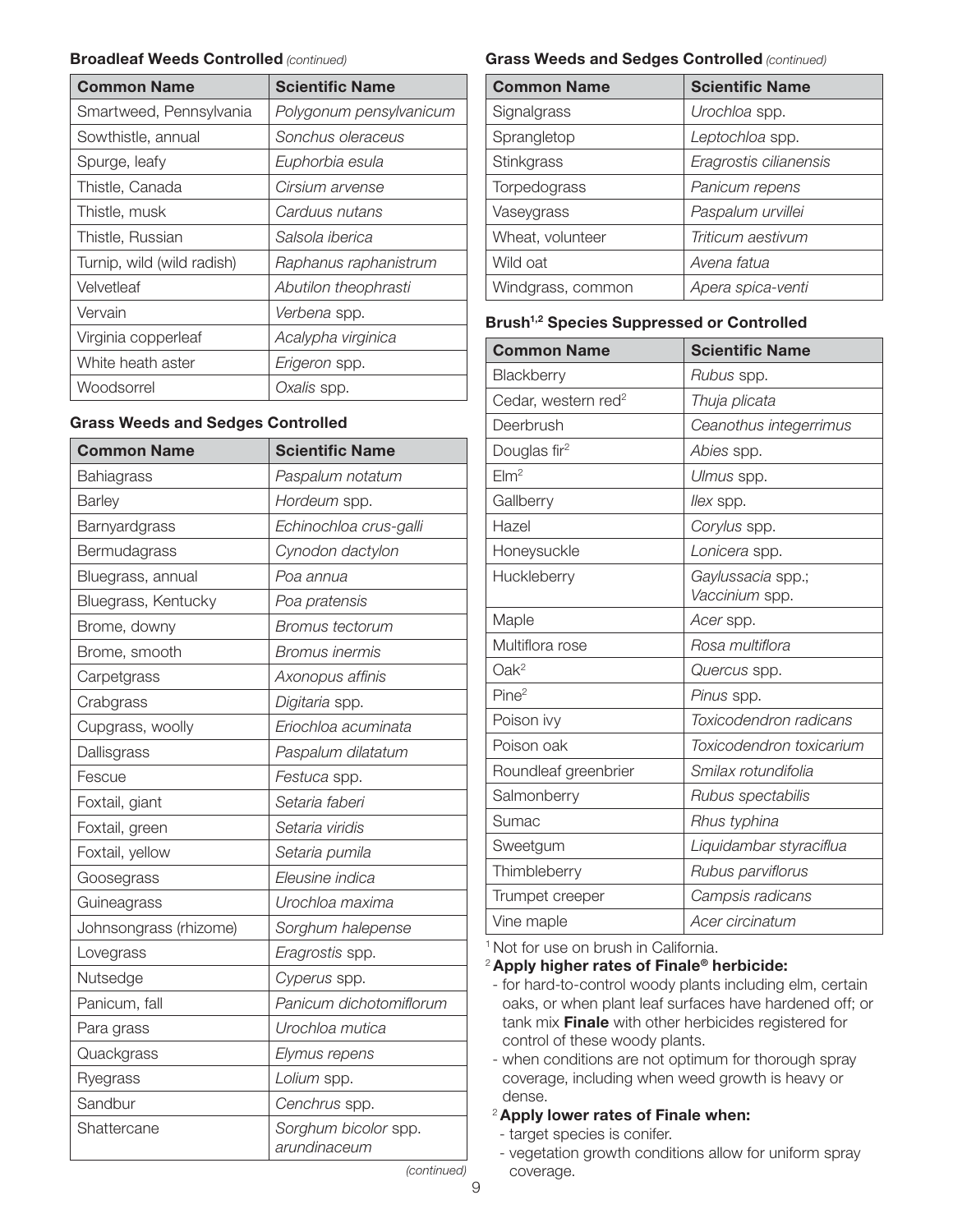**Broadleaf Weeds Controlled** *(continued)*

| Common Name | Scientific Name |
|---|---|
| Smartweed, Pennsylvania | *Polygonum pensylvanicum* |
| Sowthistle, annual | *Sonchus oleraceus* |
| Spurge, leafy | *Euphorbia esula* |
| Thistle, Canada | *Cirsium arvense* |
| Thistle, musk | *Carduus nutans* |
| Thistle, Russian | *Salsola iberica* |
| Turnip, wild (wild radish) | *Raphanus raphanistrum* |
| Velvetleaf | *Abutilon theophrasti* |
| Vervain | *Verbena* spp. |
| Virginia copperleaf | *Acalypha virginica* |
| White heath aster | *Erigeron* spp. |
| Woodsorrel | *Oxalis* spp. |

**Grass Weeds and Sedges Controlled**

| Common Name | Scientific Name |
|---|---|
| Bahiagrass | *Paspalum notatum* |
| Barley | *Hordeum* spp. |
| Barnyardgrass | *Echinochloa crus-galli* |
| Bermudagrass | *Cynodon dactylon* |
| Bluegrass, annual | *Poa annua* |
| Bluegrass, Kentucky | *Poa pratensis* |
| Brome, downy | *Bromus tectorum* |
| Brome, smooth | *Bromus inermis* |
| Carpetgrass | *Axonopus affinis* |
| Crabgrass | *Digitaria* spp. |
| Cupgrass, woolly | *Eriochloa acuminata* |
| Dallisgrass | *Paspalum dilatatum* |
| Fescue | *Festuca* spp. |
| Foxtail, giant | *Setaria faberi* |
| Foxtail, green | *Setaria viridis* |
| Foxtail, yellow | *Setaria pumila* |
| Goosegrass | *Eleusine indica* |
| Guineagrass | *Urochloa maxima* |
| Johnsongrass (rhizome) | *Sorghum halepense* |
| Lovegrass | *Eragrostis* spp. |
| Nutsedge | *Cyperus* spp. |
| Panicum, fall | *Panicum dichotomiflorum* |
| Para grass | *Urochloa mutica* |
| Quackgrass | *Elymus repens* |
| Ryegrass | *Lolium* spp. |
| Sandbur | *Cenchrus* spp. |
| Shattercane | *Sorghum bicolor* spp. *arundinaceum* |

*(continued)*

**Grass Weeds and Sedges Controlled** *(continued)*

| Common Name | Scientific Name |
|---|---|
| Signalgrass | *Urochloa* spp. |
| Sprangletop | *Leptochloa* spp. |
| Stinkgrass | *Eragrostis cilianensis* |
| Torpedograss | *Panicum repens* |
| Vaseygrass | *Paspalum urvillei* |
| Wheat, volunteer | *Triticum aestivum* |
| Wild oat | *Avena fatua* |
| Windgrass, common | *Apera spica-venti* |

**Brush[1,2] Species Suppressed or Controlled**

| Common Name | Scientific Name |
|---|---|
| Blackberry | *Rubus* spp. |
| Cedar, western red[2] | *Thuja plicata* |
| Deerbrush | *Ceanothus integerrimus* |
| Douglas fir[2] | *Abies* spp. |
| Elm[2] | *Ulmus* spp. |
| Gallberry | *Ilex* spp. |
| Hazel | *Corylus* spp. |
| Honeysuckle | *Lonicera* spp. |
| Huckleberry | *Gaylussacia* spp.; *Vaccinium* spp. |
| Maple | *Acer* spp. |
| Multiflora rose | *Rosa multiflora* |
| Oak[2] | *Quercus* spp. |
| Pine[2] | *Pinus* spp. |
| Poison ivy | *Toxicodendron radicans* |
| Poison oak | *Toxicodendron toxicarium* |
| Roundleaf greenbrier | *Smilax rotundifolia* |
| Salmonberry | *Rubus spectabilis* |
| Sumac | *Rhus typhina* |
| Sweetgum | *Liquidambar styraciflua* |
| Thimbleberry | *Rubus parviflorus* |
| Trumpet creeper | *Campsis radicans* |
| Vine maple | *Acer circinatum* |

[1] Not for use on brush in California.

[2] **Apply higher rates of Finale® herbicide:**

- for hard-to-control woody plants including elm, certain oaks, or when plant leaf surfaces have hardened off; or tank mix **Finale** with other herbicides registered for control of these woody plants.
- when conditions are not optimum for thorough spray coverage, including when weed growth is heavy or dense.

[2] **Apply lower rates of Finale when:**

- target species is conifer.
- vegetation growth conditions allow for uniform spray coverage.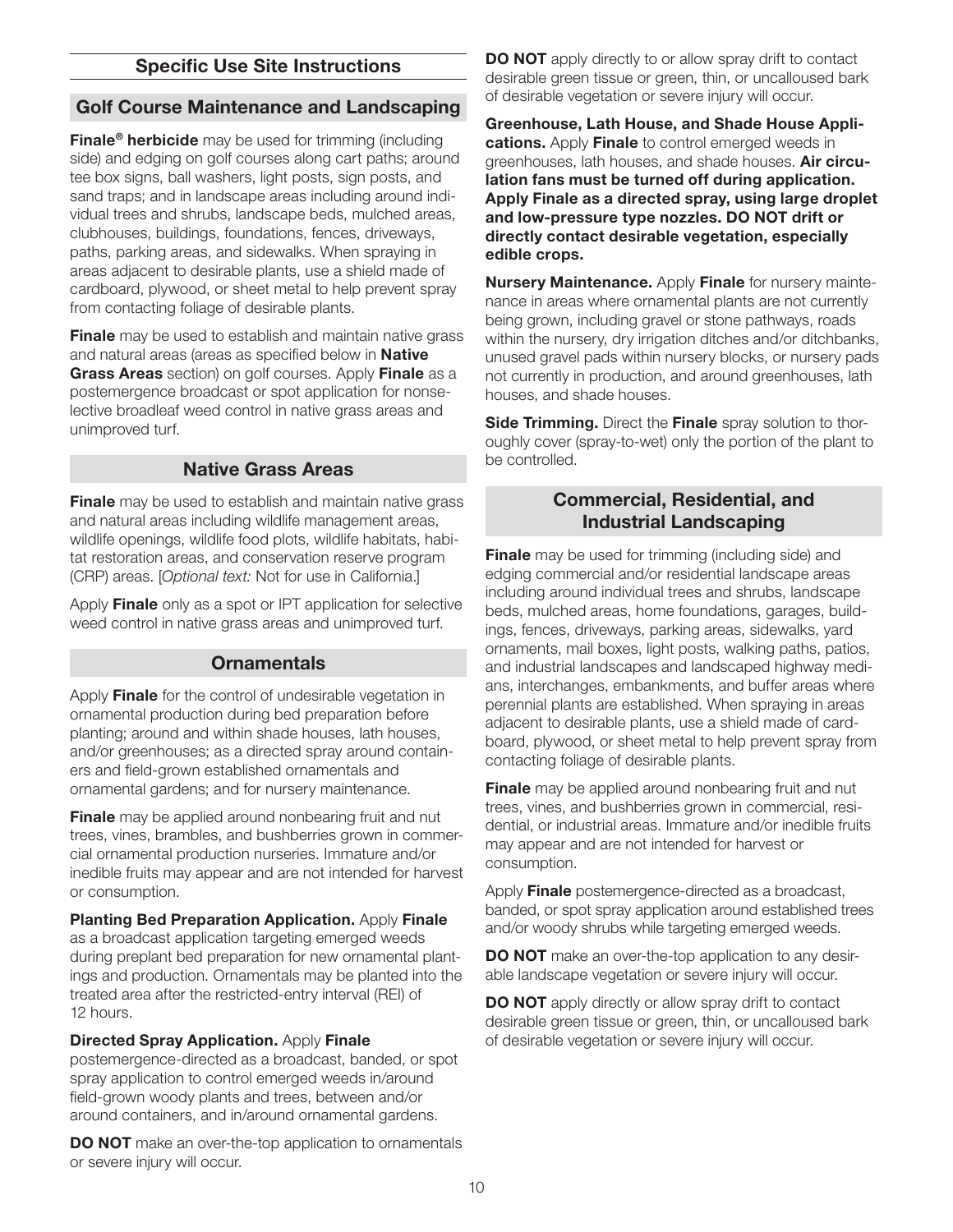## Specific Use Site Instructions

### Golf Course Maintenance and Landscaping

**Finale® herbicide** may be used for trimming (including side) and edging on golf courses along cart paths; around tee box signs, ball washers, light posts, sign posts, and sand traps; and in landscape areas including around individual trees and shrubs, landscape beds, mulched areas, clubhouses, buildings, foundations, fences, driveways, paths, parking areas, and sidewalks. When spraying in areas adjacent to desirable plants, use a shield made of cardboard, plywood, or sheet metal to help prevent spray from contacting foliage of desirable plants.

**Finale** may be used to establish and maintain native grass and natural areas (areas as specified below in **Native Grass Areas** section) on golf courses. Apply **Finale** as a postemergence broadcast or spot application for nonselective broadleaf weed control in native grass areas and unimproved turf.

### Native Grass Areas

**Finale** may be used to establish and maintain native grass and natural areas including wildlife management areas, wildlife openings, wildlife food plots, wildlife habitats, habitat restoration areas, and conservation reserve program (CRP) areas. [*Optional text:* Not for use in California.]

Apply **Finale** only as a spot or IPT application for selective weed control in native grass areas and unimproved turf.

### Ornamentals

Apply **Finale** for the control of undesirable vegetation in ornamental production during bed preparation before planting; around and within shade houses, lath houses, and/or greenhouses; as a directed spray around containers and field-grown established ornamentals and ornamental gardens; and for nursery maintenance.

**Finale** may be applied around nonbearing fruit and nut trees, vines, brambles, and bushberries grown in commercial ornamental production nurseries. Immature and/or inedible fruits may appear and are not intended for harvest or consumption.

**Planting Bed Preparation Application.** Apply **Finale** as a broadcast application targeting emerged weeds during preplant bed preparation for new ornamental plantings and production. Ornamentals may be planted into the treated area after the restricted-entry interval (REI) of 12 hours.

**Directed Spray Application.** Apply **Finale** postemergence-directed as a broadcast, banded, or spot spray application to control emerged weeds in/around field-grown woody plants and trees, between and/or around containers, and in/around ornamental gardens.

**DO NOT** make an over-the-top application to ornamentals or severe injury will occur.

**DO NOT** apply directly to or allow spray drift to contact desirable green tissue or green, thin, or uncalloused bark of desirable vegetation or severe injury will occur.

**Greenhouse, Lath House, and Shade House Applications.** Apply **Finale** to control emerged weeds in greenhouses, lath houses, and shade houses. **Air circulation fans must be turned off during application. Apply Finale as a directed spray, using large droplet and low-pressure type nozzles. DO NOT drift or directly contact desirable vegetation, especially edible crops.**

**Nursery Maintenance.** Apply **Finale** for nursery maintenance in areas where ornamental plants are not currently being grown, including gravel or stone pathways, roads within the nursery, dry irrigation ditches and/or ditchbanks, unused gravel pads within nursery blocks, or nursery pads not currently in production, and around greenhouses, lath houses, and shade houses.

**Side Trimming.** Direct the **Finale** spray solution to thoroughly cover (spray-to-wet) only the portion of the plant to be controlled.

### Commercial, Residential, and Industrial Landscaping

**Finale** may be used for trimming (including side) and edging commercial and/or residential landscape areas including around individual trees and shrubs, landscape beds, mulched areas, home foundations, garages, buildings, fences, driveways, parking areas, sidewalks, yard ornaments, mail boxes, light posts, walking paths, patios, and industrial landscapes and landscaped highway medians, interchanges, embankments, and buffer areas where perennial plants are established. When spraying in areas adjacent to desirable plants, use a shield made of cardboard, plywood, or sheet metal to help prevent spray from contacting foliage of desirable plants.

**Finale** may be applied around nonbearing fruit and nut trees, vines, and bushberries grown in commercial, residential, or industrial areas. Immature and/or inedible fruits may appear and are not intended for harvest or consumption.

Apply **Finale** postemergence-directed as a broadcast, banded, or spot spray application around established trees and/or woody shrubs while targeting emerged weeds.

**DO NOT** make an over-the-top application to any desirable landscape vegetation or severe injury will occur.

**DO NOT** apply directly or allow spray drift to contact desirable green tissue or green, thin, or uncalloused bark of desirable vegetation or severe injury will occur.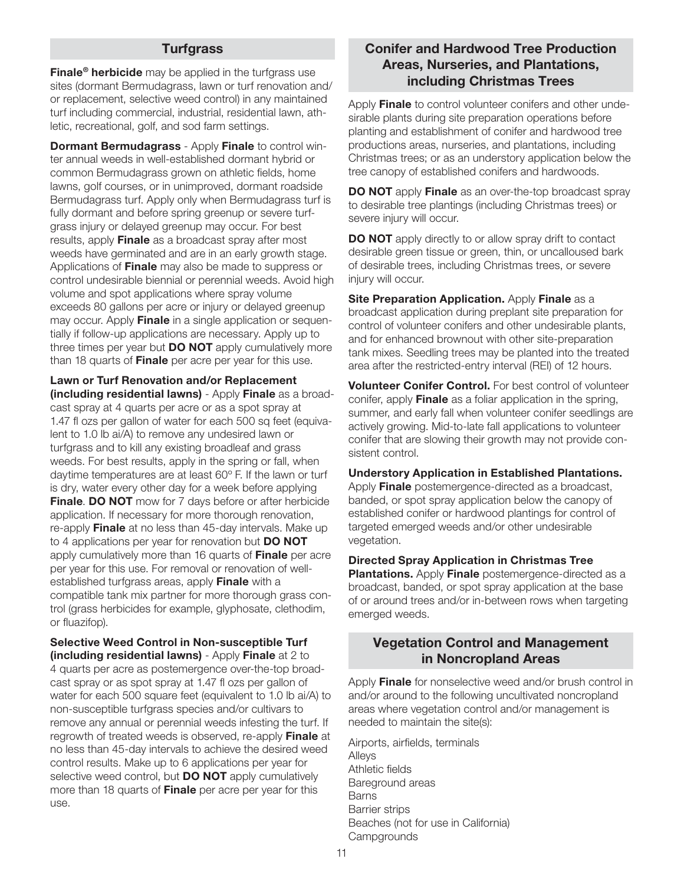## Turfgrass

**Finale® herbicide** may be applied in the turfgrass use sites (dormant Bermudagrass, lawn or turf renovation and/or replacement, selective weed control) in any maintained turf including commercial, industrial, residential lawn, athletic, recreational, golf, and sod farm settings.

**Dormant Bermudagrass** - Apply **Finale** to control winter annual weeds in well-established dormant hybrid or common Bermudagrass grown on athletic fields, home lawns, golf courses, or in unimproved, dormant roadside Bermudagrass turf. Apply only when Bermudagrass turf is fully dormant and before spring greenup or severe turfgrass injury or delayed greenup may occur. For best results, apply **Finale** as a broadcast spray after most weeds have germinated and are in an early growth stage. Applications of **Finale** may also be made to suppress or control undesirable biennial or perennial weeds. Avoid high volume and spot applications where spray volume exceeds 80 gallons per acre or injury or delayed greenup may occur. Apply **Finale** in a single application or sequentially if follow-up applications are necessary. Apply up to three times per year but **DO NOT** apply cumulatively more than 18 quarts of **Finale** per acre per year for this use.

**Lawn or Turf Renovation and/or Replacement (including residential lawns)** - Apply **Finale** as a broadcast spray at 4 quarts per acre or as a spot spray at 1.47 fl ozs per gallon of water for each 500 sq feet (equivalent to 1.0 lb ai/A) to remove any undesired lawn or turfgrass and to kill any existing broadleaf and grass weeds. For best results, apply in the spring or fall, when daytime temperatures are at least 60° F. If the lawn or turf is dry, water every other day for a week before applying **Finale**. **DO NOT** mow for 7 days before or after herbicide application. If necessary for more thorough renovation, re-apply **Finale** at no less than 45-day intervals. Make up to 4 applications per year for renovation but **DO NOT** apply cumulatively more than 16 quarts of **Finale** per acre per year for this use. For removal or renovation of well-established turfgrass areas, apply **Finale** with a compatible tank mix partner for more thorough grass control (grass herbicides for example, glyphosate, clethodim, or fluazifop).

**Selective Weed Control in Non-susceptible Turf (including residential lawns)** - Apply **Finale** at 2 to 4 quarts per acre as postemergence over-the-top broadcast spray or as spot spray at 1.47 fl ozs per gallon of water for each 500 square feet (equivalent to 1.0 lb ai/A) to non-susceptible turfgrass species and/or cultivars to remove any annual or perennial weeds infesting the turf. If regrowth of treated weeds is observed, re-apply **Finale** at no less than 45-day intervals to achieve the desired weed control results. Make up to 6 applications per year for selective weed control, but **DO NOT** apply cumulatively more than 18 quarts of **Finale** per acre per year for this use.

## Conifer and Hardwood Tree Production Areas, Nurseries, and Plantations, including Christmas Trees

Apply **Finale** to control volunteer conifers and other undesirable plants during site preparation operations before planting and establishment of conifer and hardwood tree productions areas, nurseries, and plantations, including Christmas trees; or as an understory application below the tree canopy of established conifers and hardwoods.

**DO NOT** apply **Finale** as an over-the-top broadcast spray to desirable tree plantings (including Christmas trees) or severe injury will occur.

**DO NOT** apply directly to or allow spray drift to contact desirable green tissue or green, thin, or uncalloused bark of desirable trees, including Christmas trees, or severe injury will occur.

**Site Preparation Application.** Apply **Finale** as a broadcast application during preplant site preparation for control of volunteer conifers and other undesirable plants, and for enhanced brownout with other site-preparation tank mixes. Seedling trees may be planted into the treated area after the restricted-entry interval (REI) of 12 hours.

**Volunteer Conifer Control.** For best control of volunteer conifer, apply **Finale** as a foliar application in the spring, summer, and early fall when volunteer conifer seedlings are actively growing. Mid-to-late fall applications to volunteer conifer that are slowing their growth may not provide consistent control.

**Understory Application in Established Plantations.** Apply **Finale** postemergence-directed as a broadcast, banded, or spot spray application below the canopy of established conifer or hardwood plantings for control of targeted emerged weeds and/or other undesirable vegetation.

**Directed Spray Application in Christmas Tree Plantations.** Apply **Finale** postemergence-directed as a broadcast, banded, or spot spray application at the base of or around trees and/or in-between rows when targeting emerged weeds.

## Vegetation Control and Management in Noncropland Areas

Apply **Finale** for nonselective weed and/or brush control in and/or around to the following uncultivated noncropland areas where vegetation control and/or management is needed to maintain the site(s):

Airports, airfields, terminals
Alleys
Athletic fields
Bareground areas
Barns
Barrier strips
Beaches (not for use in California)
Campgrounds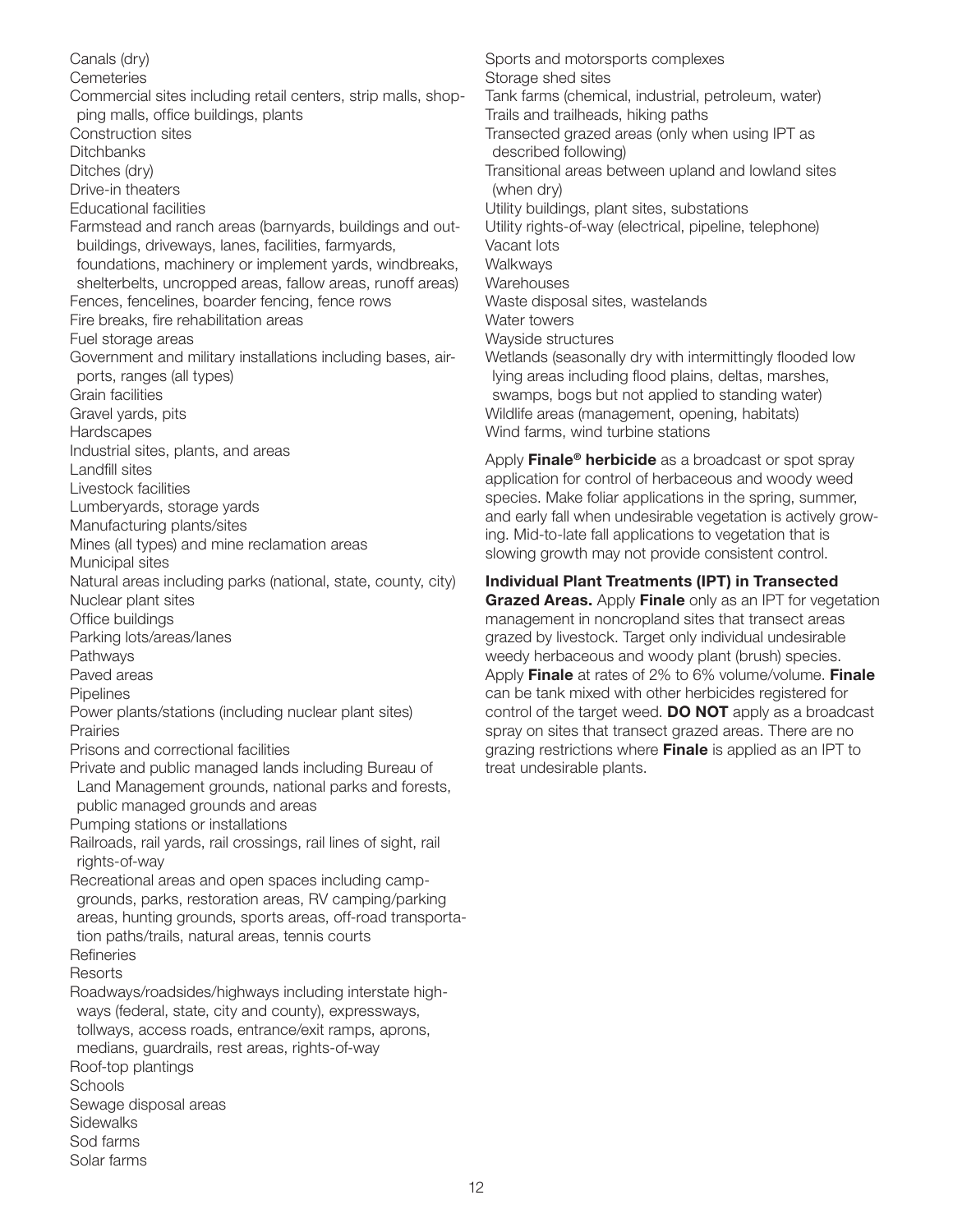Canals (dry)
Cemeteries
Commercial sites including retail centers, strip malls, shopping malls, office buildings, plants
Construction sites
Ditchbanks
Ditches (dry)
Drive-in theaters
Educational facilities
Farmstead and ranch areas (barnyards, buildings and outbuildings, driveways, lanes, facilities, farmyards, foundations, machinery or implement yards, windbreaks, shelterbelts, uncropped areas, fallow areas, runoff areas)
Fences, fencelines, boarder fencing, fence rows
Fire breaks, fire rehabilitation areas
Fuel storage areas
Government and military installations including bases, airports, ranges (all types)
Grain facilities
Gravel yards, pits
Hardscapes
Industrial sites, plants, and areas
Landfill sites
Livestock facilities
Lumberyards, storage yards
Manufacturing plants/sites
Mines (all types) and mine reclamation areas
Municipal sites
Natural areas including parks (national, state, county, city)
Nuclear plant sites
Office buildings
Parking lots/areas/lanes
Pathways
Paved areas
Pipelines
Power plants/stations (including nuclear plant sites)
Prairies
Prisons and correctional facilities
Private and public managed lands including Bureau of Land Management grounds, national parks and forests, public managed grounds and areas
Pumping stations or installations
Railroads, rail yards, rail crossings, rail lines of sight, rail rights-of-way
Recreational areas and open spaces including campgrounds, parks, restoration areas, RV camping/parking areas, hunting grounds, sports areas, off-road transportation paths/trails, natural areas, tennis courts
Refineries
Resorts
Roadways/roadsides/highways including interstate highways (federal, state, city and county), expressways, tollways, access roads, entrance/exit ramps, aprons, medians, guardrails, rest areas, rights-of-way
Roof-top plantings
Schools
Sewage disposal areas
Sidewalks
Sod farms
Solar farms
Sports and motorsports complexes
Storage shed sites
Tank farms (chemical, industrial, petroleum, water)
Trails and trailheads, hiking paths
Transected grazed areas (only when using IPT as described following)
Transitional areas between upland and lowland sites (when dry)
Utility buildings, plant sites, substations
Utility rights-of-way (electrical, pipeline, telephone)
Vacant lots
Walkways
Warehouses
Waste disposal sites, wastelands
Water towers
Wayside structures
Wetlands (seasonally dry with intermittingly flooded low lying areas including flood plains, deltas, marshes, swamps, bogs but not applied to standing water)
Wildlife areas (management, opening, habitats)
Wind farms, wind turbine stations

Apply **Finale® herbicide** as a broadcast or spot spray application for control of herbaceous and woody weed species. Make foliar applications in the spring, summer, and early fall when undesirable vegetation is actively growing. Mid-to-late fall applications to vegetation that is slowing growth may not provide consistent control.

**Individual Plant Treatments (IPT) in Transected Grazed Areas.** Apply **Finale** only as an IPT for vegetation management in noncropland sites that transect areas grazed by livestock. Target only individual undesirable weedy herbaceous and woody plant (brush) species. Apply **Finale** at rates of 2% to 6% volume/volume. **Finale** can be tank mixed with other herbicides registered for control of the target weed. **DO NOT** apply as a broadcast spray on sites that transect grazed areas. There are no grazing restrictions where **Finale** is applied as an IPT to treat undesirable plants.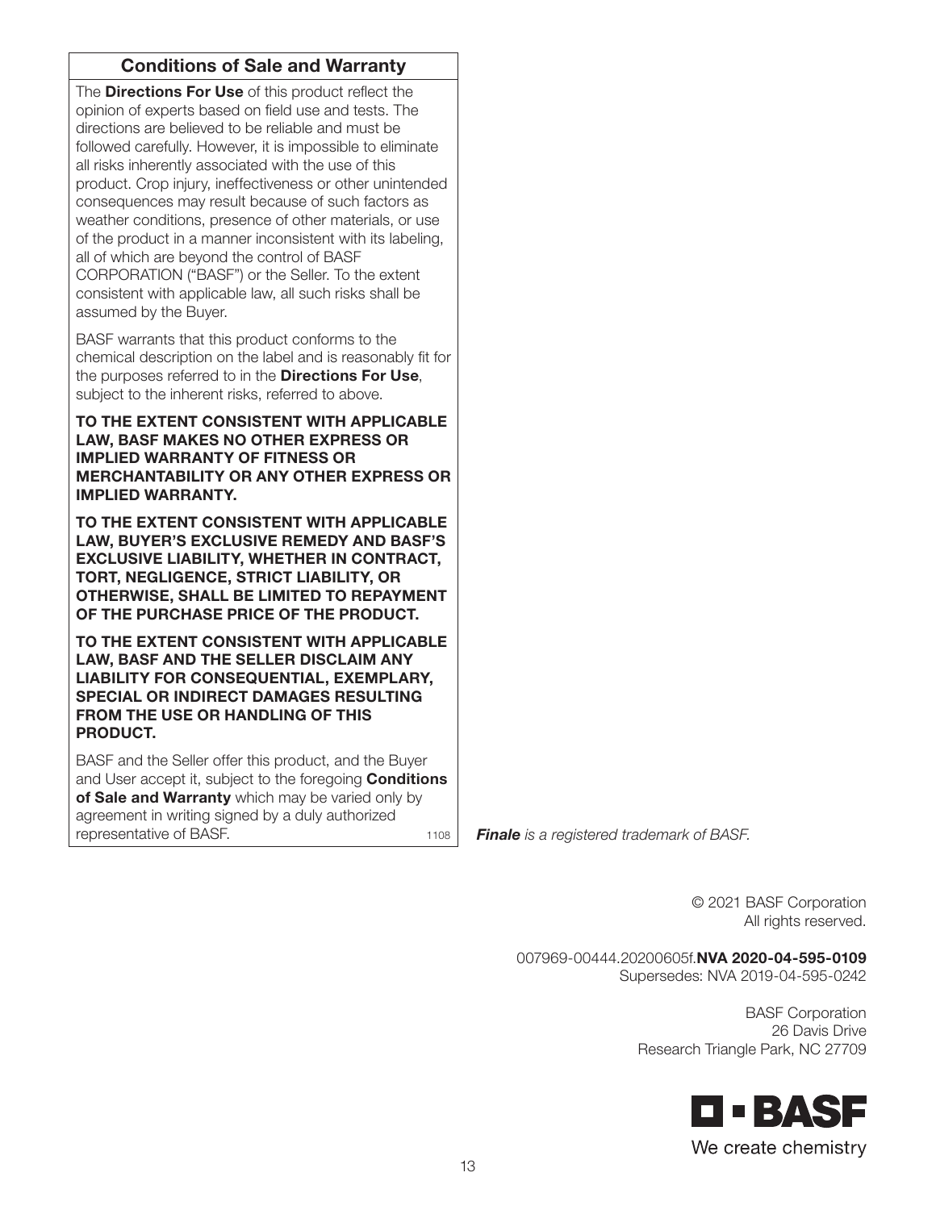## Conditions of Sale and Warranty

The **Directions For Use** of this product reflect the opinion of experts based on field use and tests. The directions are believed to be reliable and must be followed carefully. However, it is impossible to eliminate all risks inherently associated with the use of this product. Crop injury, ineffectiveness or other unintended consequences may result because of such factors as weather conditions, presence of other materials, or use of the product in a manner inconsistent with its labeling, all of which are beyond the control of BASF CORPORATION ("BASF") or the Seller. To the extent consistent with applicable law, all such risks shall be assumed by the Buyer.

BASF warrants that this product conforms to the chemical description on the label and is reasonably fit for the purposes referred to in the **Directions For Use**, subject to the inherent risks, referred to above.

**TO THE EXTENT CONSISTENT WITH APPLICABLE LAW, BASF MAKES NO OTHER EXPRESS OR IMPLIED WARRANTY OF FITNESS OR MERCHANTABILITY OR ANY OTHER EXPRESS OR IMPLIED WARRANTY.**

**TO THE EXTENT CONSISTENT WITH APPLICABLE LAW, BUYER'S EXCLUSIVE REMEDY AND BASF'S EXCLUSIVE LIABILITY, WHETHER IN CONTRACT, TORT, NEGLIGENCE, STRICT LIABILITY, OR OTHERWISE, SHALL BE LIMITED TO REPAYMENT OF THE PURCHASE PRICE OF THE PRODUCT.**

**TO THE EXTENT CONSISTENT WITH APPLICABLE LAW, BASF AND THE SELLER DISCLAIM ANY LIABILITY FOR CONSEQUENTIAL, EXEMPLARY, SPECIAL OR INDIRECT DAMAGES RESULTING FROM THE USE OR HANDLING OF THIS PRODUCT.**

BASF and the Seller offer this product, and the Buyer and User accept it, subject to the foregoing **Conditions of Sale and Warranty** which may be varied only by agreement in writing signed by a duly authorized representative of BASF. 1108

***Finale*** *is a registered trademark of BASF.*

© 2021 BASF Corporation
All rights reserved.

007969-00444.20200605f.**NVA 2020-04-595-0109**
Supersedes: NVA 2019-04-595-0242

BASF Corporation
26 Davis Drive
Research Triangle Park, NC 27709

BASF
We create chemistry